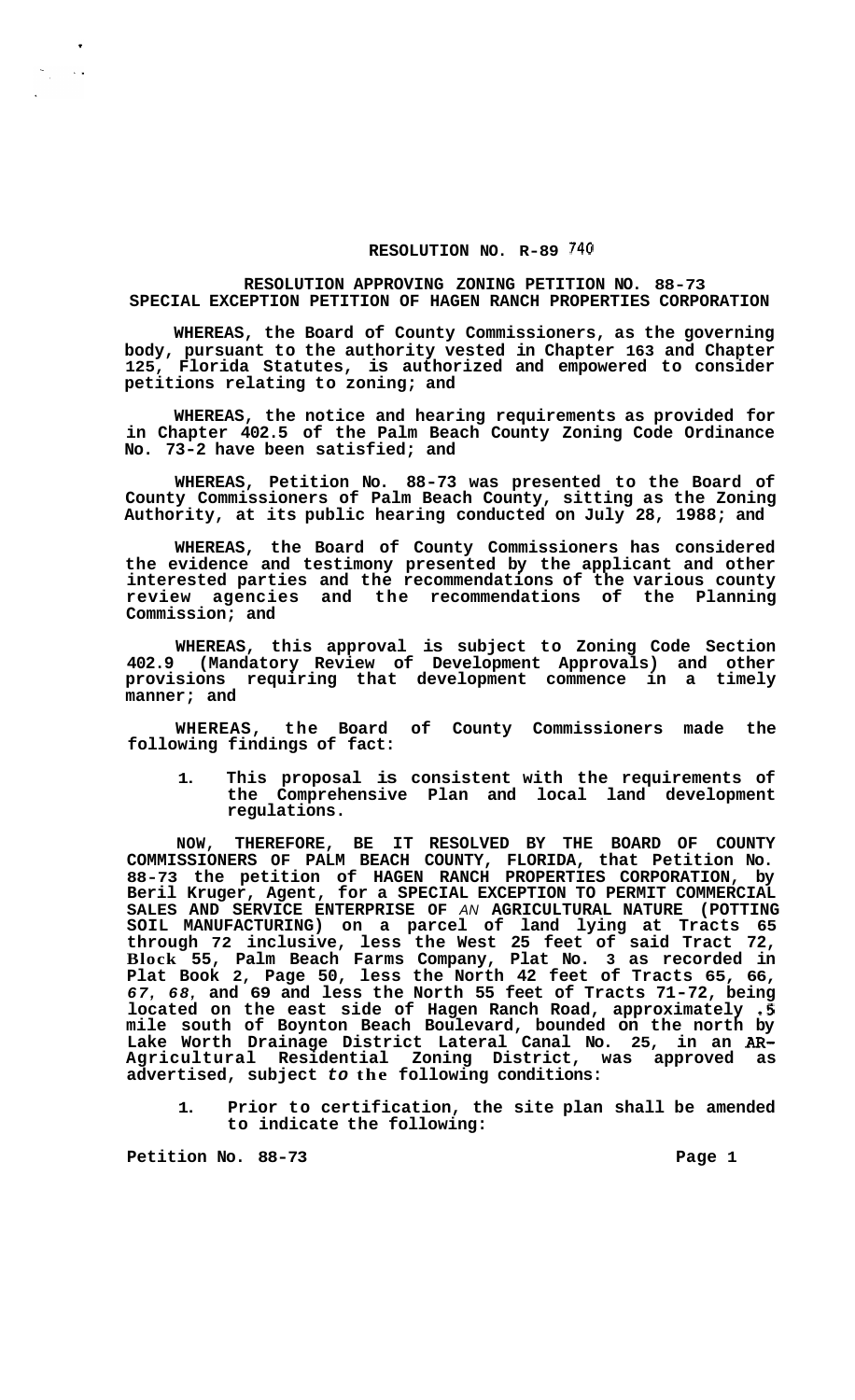# RESOLUTION NO. R-89 740

## RESOLUTION APPROVING ZONING PETITION NO. 88-73 SPECIAL EXCEPTION PETITION OF HAGEN RANCH PROPERTIES CORPORATION

**WHEREAS, the Board of County Commissioners, as the governing body, pursuant to the authority vested in Chapter 163 and Chapter 125, Florida Statutes, is authorized and empowered to consider petitions relating to zoning; and**

**WHEREAS, the notice and hearing requirements as provided for in Chapter 402.5 of the Palm Beach County Zoning Code Ordinance No. 73-2 have been satisfied; and**

**WHEREAS, Petition No. 88-73 was presented to the Board of County Commissioners of Palm Beach County, sitting as the Zoning Authority, at its public hearing conducted on July 28, 1988; and**

**WHEREAS, the Board of County Commissioners has considered the evidence and testimony presented by the applicant and other interested parties and the recommendations of the various county review agencies and the recommendations of the Planning Commission; and**

**WHEREAS, this approval is subject to Zoning Code Section 402.9 (Mandatory Review of Development Approvals) and other provisions requiring that development commence in a timely manner; and**

**WHEREAS, the Board of County Commissioners made the following findings of fact:**

1. **This proposal is consistent with the requirements of the Comprehensive Plan and local land development regulations.**

**NOW, THEREFORE, BE IT RESOLVED BY THE BOARD OF COUNTY COMMISSIONERS OF PALM BEACH COUNTY, FLORIDA, that Petition No. 88-73 the petition of HAGEN RANCH PROPERTIES CORPORATION, by Beril Kruger, Agent, for a SPECIAL EXCEPTION TO PERMIT COMMERCIAL SALES AND SERVICE ENTERPRISE OF AN AGRICULTURAL NATURE (POTTING SOIL MANUFACTURING) on a parcel of land lying at Tracts 65 through 72 inclusive, less the West 25 feet of said Tract 72, Block 55, Palm Beach Farms Company, Plat No. 3 as recorded in Plat Book 2, Page 50, less the North 42 feet of Tracts 65, 66, 67, 68, and 69 and less the North 55 feet of Tracts 71-72, being located on the east side of Hagen Ranch Road, approximately .5 mile south of Boynton Beach Boulevard, bounded on the north by Lake Worth Drainage District Lateral Canal No. 25, in an AR-Agricultural Residential Zoning District, was approved as advertised, subject to the following conditions:**

1. **Prior to certification, the site plan shall be amended to indicate the following:**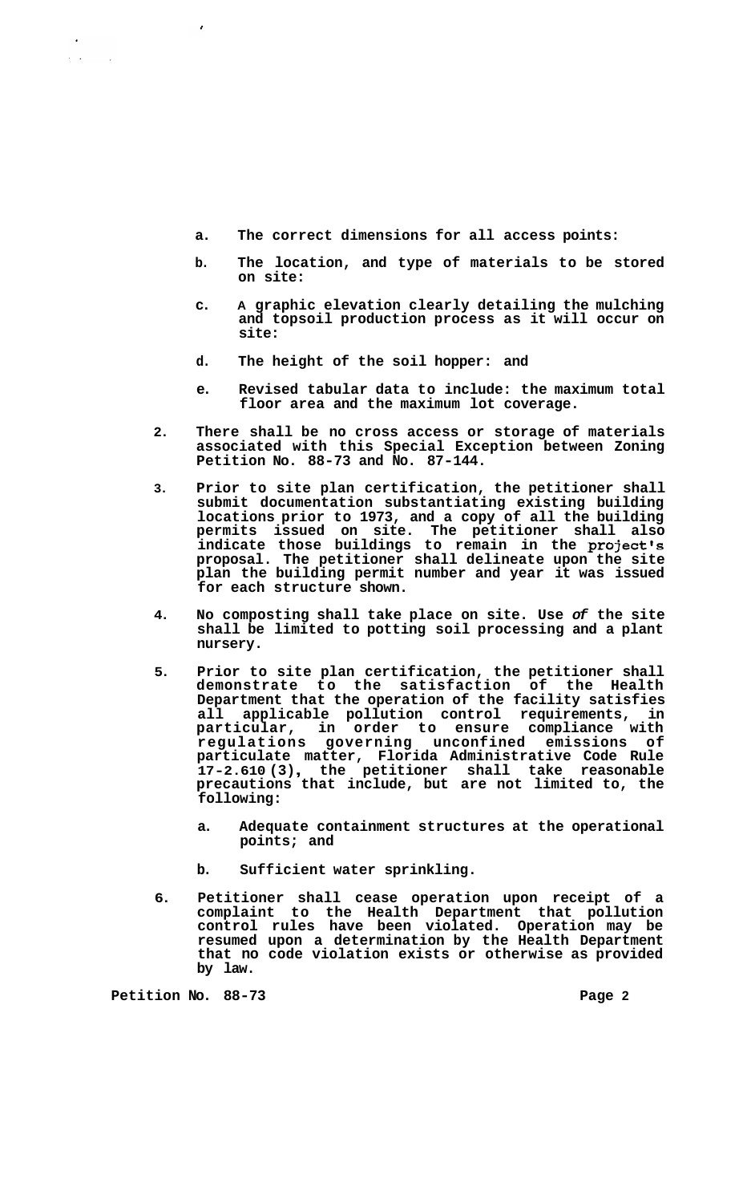a. The correct dimensions for all access points:

b. The location, and type of materials to be stored on site:

c. A graphic elevation clearly detailing the mulching and topsoil production process as it will occur on site:

d. The height of the soil hopper: and

e. Revised tabular data to include: the maximum total floor area and the maximum lot coverage.

2. There shall be no cross access or storage of materials associated with this Special Exception between Zoning Petition No. 88-73 and No. 87-144.

3. Prior to site plan certification, the petitioner shall submit documentation substantiating existing building locations prior to 1973, and a copy of all the building permits issued on site. The petitioner shall also indicate those buildings to remain in the project's proposal. The petitioner shall delineate upon the site plan the building permit number and year it was issued for each structure shown.

4. No composting shall take place on site. Use *of* the site shall be limited to potting soil processing and a plant nursery.

5. Prior to site plan certification, the petitioner shall demonstrate to the satisfaction of the Health Department that the operation of the facility satisfies all applicable pollution control requirements, in particular, in order to ensure compliance with regulations governing unconfined emissions of particulate matter, Florida Administrative Code Rule 17-2.610 (3), the petitioner shall take reasonable precautions that include, but are not limited to, the following:

   a. Adequate containment structures at the operational points; and

   b. Sufficient water sprinkling.

6. Petitioner shall cease operation upon receipt of a complaint to the Health Department that pollution control rules have been violated. Operation may be resumed upon a determination by the Health Department that no code violation exists or otherwise as provided by law.

Petition No. 88-73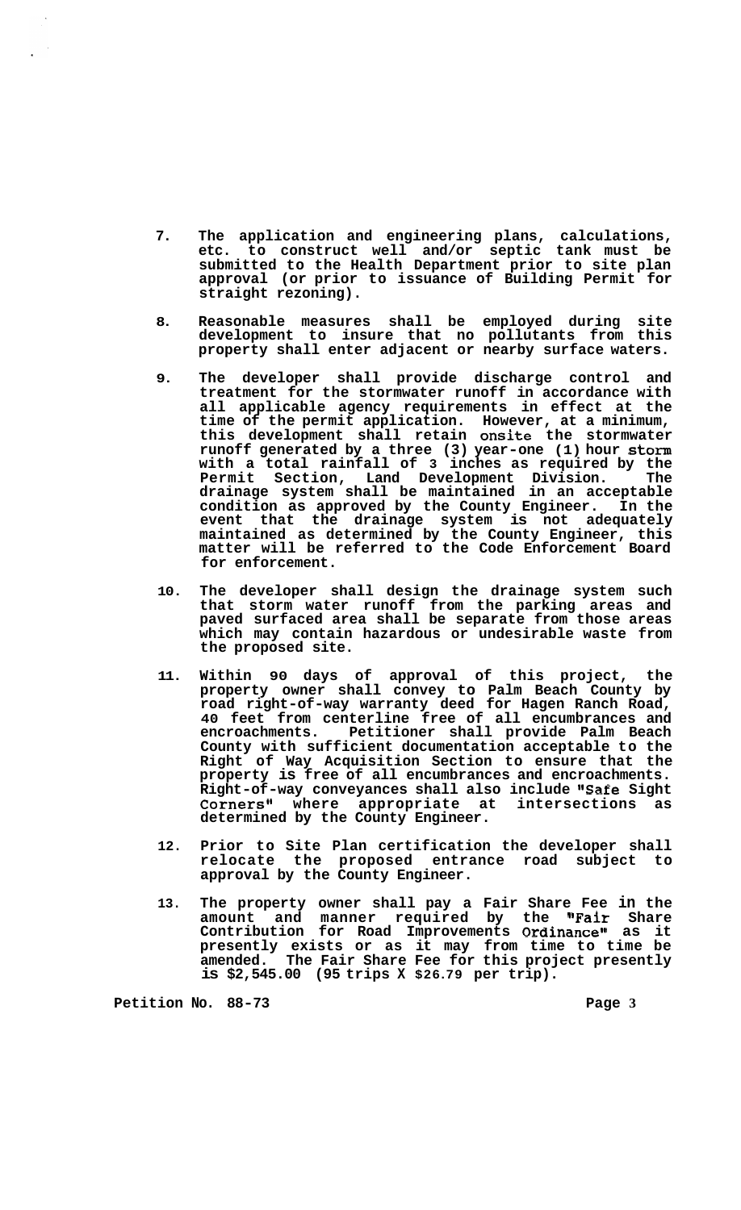7. The application and engineering plans, calculations, etc. to construct well and/or septic tank must be submitted to the Health Department prior to site plan approval (or prior to issuance of Building Permit for straight rezoning).

8. Reasonable measures shall be employed during site development to insure that no pollutants from this property shall enter adjacent or nearby surface waters.

9. The developer shall provide discharge control and treatment for the stormwater runoff in accordance with all applicable agency requirements in effect at the time of the permit application. However, at a minimum, this development shall retain onsite the stormwater runoff generated by a three (3) year-one (1) hour storm with a total rainfall of 3 inches as required by the Permit Section, Land Development Division. The drainage system shall be maintained in an acceptable condition as approved by the County Engineer. In the event that the drainage system is not adequately maintained as determined by the County Engineer, this matter will be referred to the Code Enforcement Board for enforcement.

10. The developer shall design the drainage system such that storm water runoff from the parking areas and paved surfaced area shall be separate from those areas which may contain hazardous or undesirable waste from the proposed site.

11. Within 90 days of approval of this project, the property owner shall convey to Palm Beach County by road right-of-way warranty deed for Hagen Ranch Road, 40 feet from centerline free of all encumbrances and encroachments. Petitioner shall provide Palm Beach County with sufficient documentation acceptable to the Right of Way Acquisition Section to ensure that the property is free of all encumbrances and encroachments. Right-of-way conveyances shall also include "Safe Sight Corners" where appropriate at intersections as determined by the County Engineer.

12. Prior to Site Plan certification the developer shall relocate the proposed entrance road subject to approval by the County Engineer.

13. The property owner shall pay a Fair Share Fee in the amount and manner required by the "Fair Share Contribution for Road Improvements Ordinance" as it presently exists or as it may from time to time be amended. The Fair Share Fee for this project presently is $2,545.00 (95 trips X $26.79 per trip).

Petition No. 88-73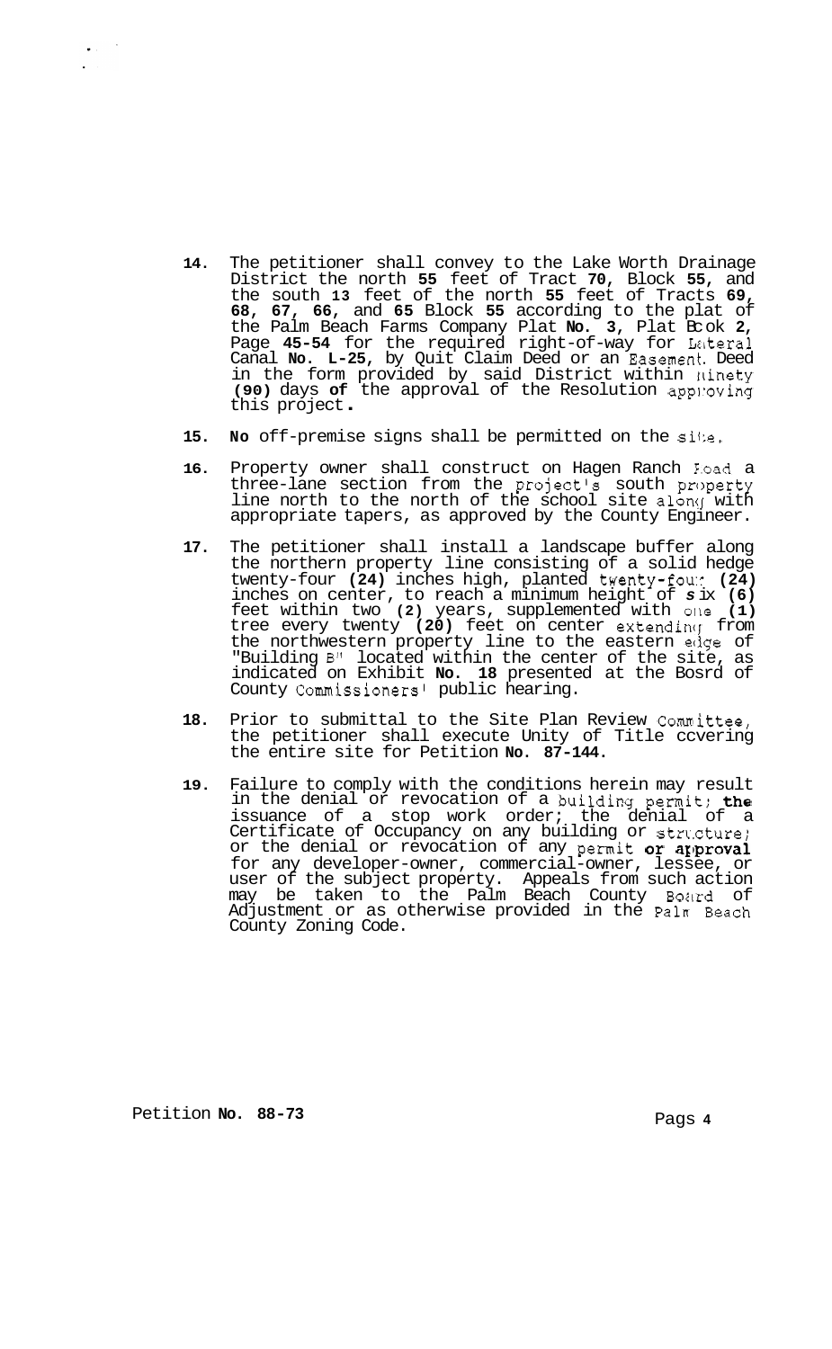14. The petitioner shall convey to the Lake Worth Drainage District the north 55 feet of Tract 70, Block 55, and the south 13 feet of the north 55 feet of Tracts 69, 68, 67, 66, and 65 Block 55 according to the plat of the Palm Beach Farms Company Plat No. 3, Plat Book 2, Page 45-54 for the required right-of-way for Lateral Canal No. L-25, by Quit Claim Deed or an Easement Deed in the form provided by said District within ninety (90) days of the approval of the Resolution approving this project.

15. No off-premise signs shall be permitted on the site.

16. Property owner shall construct on Hagen Ranch Road a three-lane section from the project's south property line north to the north of the school site along with appropriate tapers, as approved by the County Engineer.

17. The petitioner shall install a landscape buffer along the northern property line consisting of a solid hedge twenty-four (24) inches high, planted twenty-four (24) inches on center, to reach a minimum height of six (6) feet within two (2) years, supplemented with one (1) tree every twenty (20) feet on center extending from the northwestern property line to the eastern edge of "Building B" located within the center of the site, as indicated on Exhibit No. 18 presented at the Bosrd of County Commissioners' public hearing.

18. Prior to submittal to the Site Plan Review Committee, the petitioner shall execute Unity of Title ccvering the entire site for Petition No. 87-144.

19. Failure to comply with the conditions herein may result in the denial or revocation of a building permit; the issuance of a stop work order; the denial of a Certificate of Occupancy on any building or structure; or the denial or revocation of any permit or approval for any developer-owner, commercial-owner, lessee, or user of the subject property. Appeals from such action may be taken to the Palm Beach County Board of Adjustment or as otherwise provided in the Palm Beach County Zoning Code.

Petition No. 88-73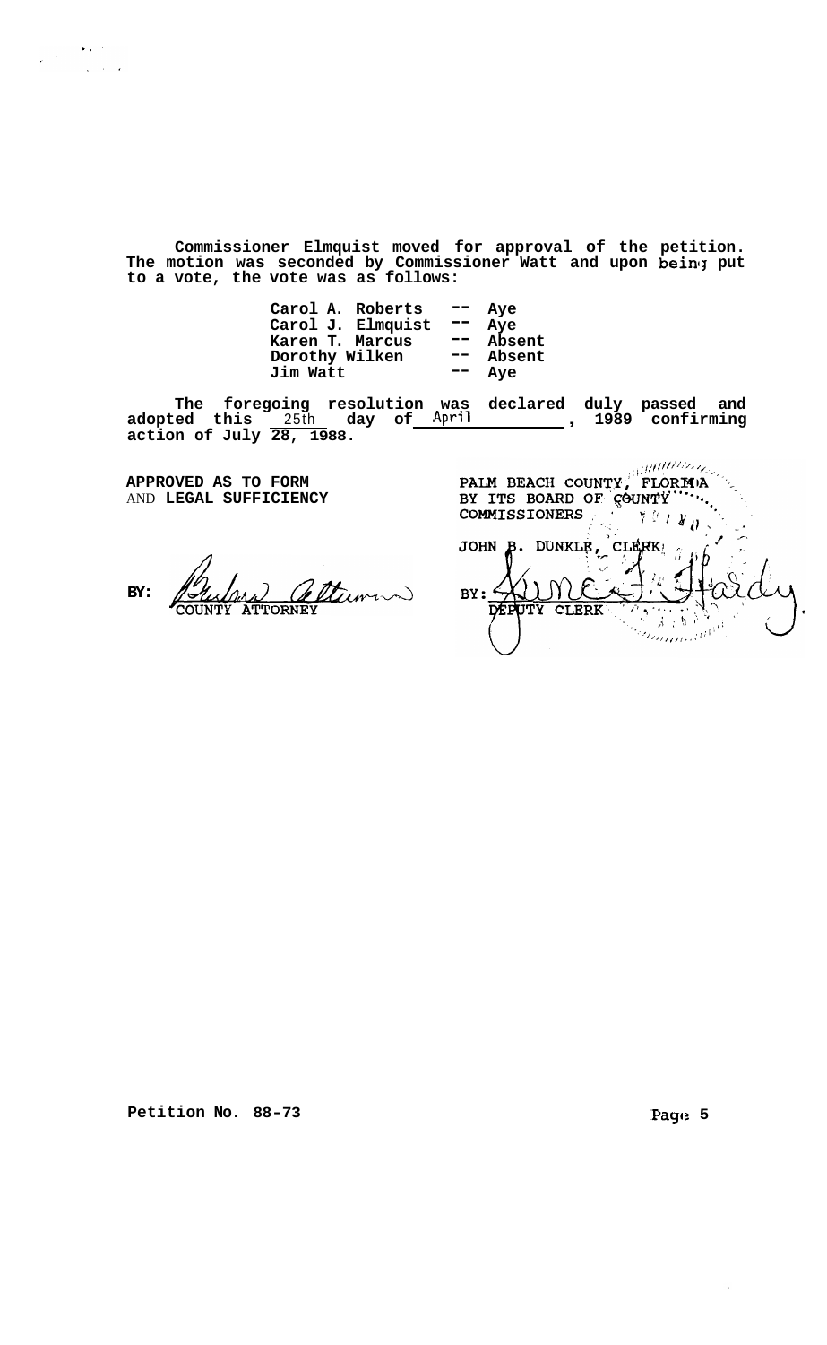Commissioner Elmquist moved for approval of the petition. The motion was seconded by Commissioner Watt and upon being put to a vote, the vote was as follows:

| | | |
|---|---|---|
| Carol A. Roberts | -- | Aye |
| Carol J. Elmquist | -- | Aye |
| Karen T. Marcus | -- | Absent |
| Dorothy Wilken | -- | Absent |
| Jim Watt | -- | Aye |

The foregoing resolution was declared duly passed and adopted this 25th day of April, 1989 confirming action of July 28, 1988.

APPROVED AS TO FORM AND LEGAL SUFFICIENCY

BY: COUNTY ATTORNEY

PALM BEACH COUNTY, FLORIDA BY ITS BOARD OF COUNTY COMMISSIONERS

JOHN B. DUNKLE, CLERK

BY: DEPUTY CLERK

Petition No. 88-73